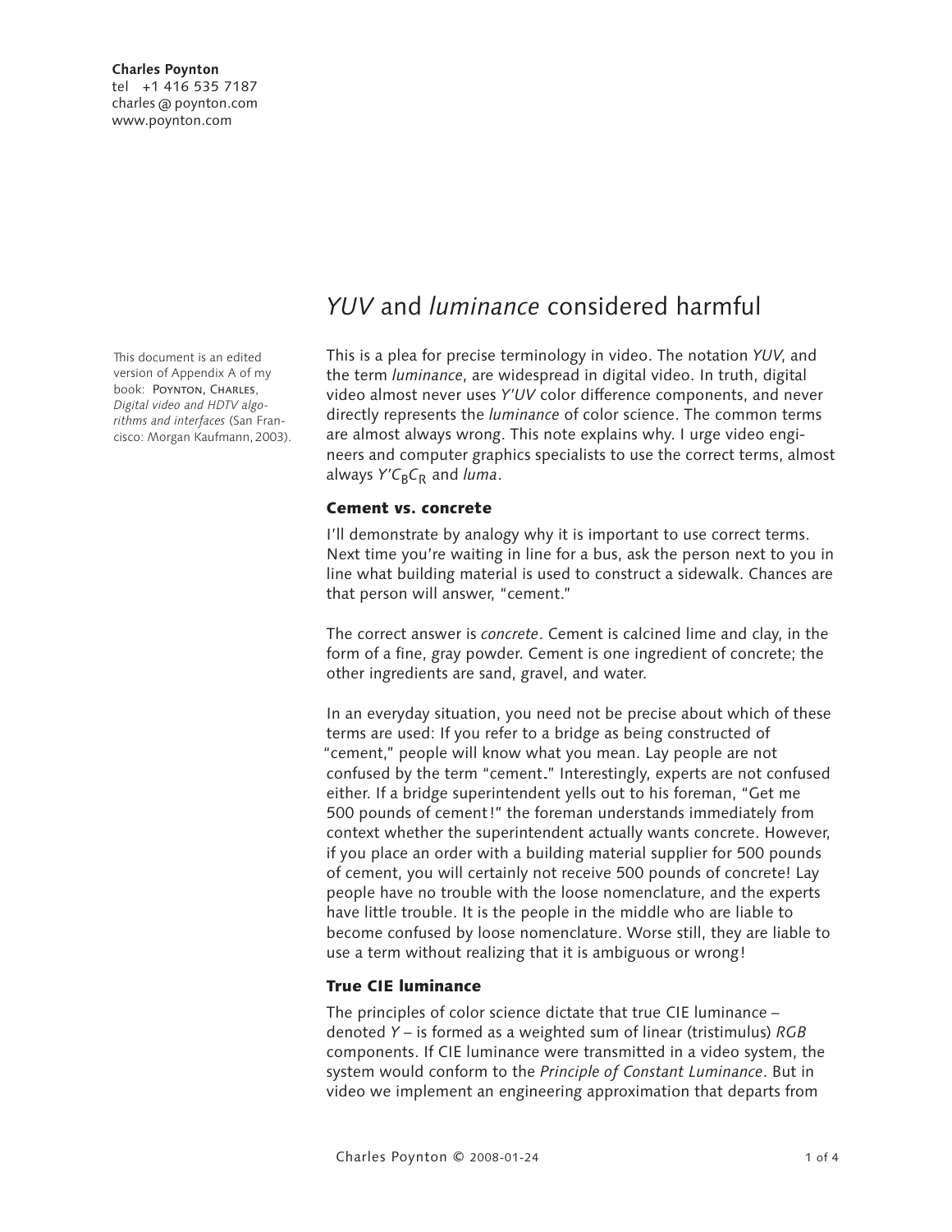**Charles Poynton**
tel +1 416 535 7187
charles @ poynton.com
www.poynton.com

# *YUV* and *luminance* considered harmful

This document is an edited version of Appendix A of my book: Poynton, Charles, *Digital video and HDTV algorithms and interfaces* (San Francisco: Morgan Kaufmann, 2003).

This is a plea for precise terminology in video. The notation *YUV*, and the term *luminance*, are widespread in digital video. In truth, digital video almost never uses *Y'UV* color difference components, and never directly represents the *luminance* of color science. The common terms are almost always wrong. This note explains why. I urge video engineers and computer graphics specialists to use the correct terms, almost always $Y'C_BC_R$ and *luma*.

## Cement vs. concrete

I'll demonstrate by analogy why it is important to use correct terms. Next time you're waiting in line for a bus, ask the person next to you in line what building material is used to construct a sidewalk. Chances are that person will answer, "cement."

The correct answer is *concrete*. Cement is calcined lime and clay, in the form of a fine, gray powder. Cement is one ingredient of concrete; the other ingredients are sand, gravel, and water.

In an everyday situation, you need not be precise about which of these terms are used: If you refer to a bridge as being constructed of "cement," people will know what you mean. Lay people are not confused by the term "cement." Interestingly, experts are not confused either. If a bridge superintendent yells out to his foreman, "Get me 500 pounds of cement!" the foreman understands immediately from context whether the superintendent actually wants concrete. However, if you place an order with a building material supplier for 500 pounds of cement, you will certainly not receive 500 pounds of concrete! Lay people have no trouble with the loose nomenclature, and the experts have little trouble. It is the people in the middle who are liable to become confused by loose nomenclature. Worse still, they are liable to use a term without realizing that it is ambiguous or wrong!

## True CIE luminance

The principles of color science dictate that true CIE luminance – denoted *Y* – is formed as a weighted sum of linear (tristimulus) *RGB* components. If CIE luminance were transmitted in a video system, the system would conform to the *Principle of Constant Luminance*. But in video we implement an engineering approximation that departs from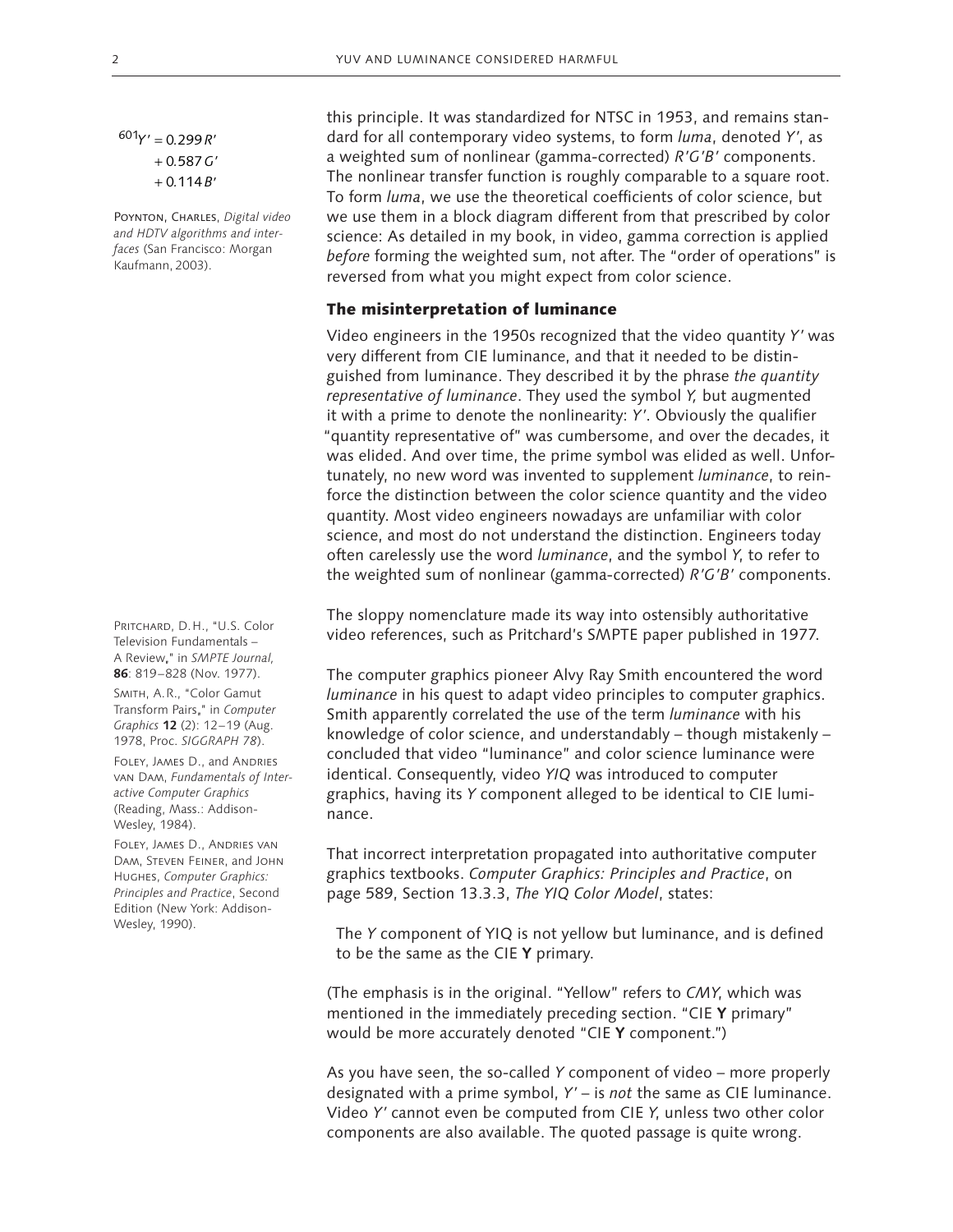$$^{601}Y' = 0.299\,R' + 0.587\,G' + 0.114\,B'$$

Poynton, Charles, *Digital video and HDTV algorithms and interfaces* (San Francisco: Morgan Kaufmann, 2003).

this principle. It was standardized for NTSC in 1953, and remains standard for all contemporary video systems, to form *luma*, denoted *Y'*, as a weighted sum of nonlinear (gamma-corrected) *R'G'B'* components. The nonlinear transfer function is roughly comparable to a square root. To form *luma*, we use the theoretical coefficients of color science, but we use them in a block diagram different from that prescribed by color science: As detailed in my book, in video, gamma correction is applied *before* forming the weighted sum, not after. The "order of operations" is reversed from what you might expect from color science.

## The misinterpretation of luminance

Video engineers in the 1950s recognized that the video quantity *Y'* was very different from CIE luminance, and that it needed to be distinguished from luminance. They described it by the phrase *the quantity representative of luminance*. They used the symbol *Y,* but augmented it with a prime to denote the nonlinearity: *Y'*. Obviously the qualifier "quantity representative of" was cumbersome, and over the decades, it was elided. And over time, the prime symbol was elided as well. Unfortunately, no new word was invented to supplement *luminance*, to reinforce the distinction between the color science quantity and the video quantity. Most video engineers nowadays are unfamiliar with color science, and most do not understand the distinction. Engineers today often carelessly use the word *luminance*, and the symbol *Y*, to refer to the weighted sum of nonlinear (gamma-corrected) *R'G'B'* components.

The sloppy nomenclature made its way into ostensibly authoritative video references, such as Pritchard's SMPTE paper published in 1977.

Pritchard, D.H., "U.S. Color Television Fundamentals – A Review," in *SMPTE Journal,* **86**: 819–828 (Nov. 1977).

Smith, A.R., "Color Gamut Transform Pairs," in *Computer Graphics* **12** (2): 12–19 (Aug. 1978, Proc. *SIGGRAPH 78*).

Foley, James D., and Andries van Dam, *Fundamentals of Interactive Computer Graphics* (Reading, Mass.: Addison-Wesley, 1984).

Foley, James D., Andries van Dam, Steven Feiner, and John Hughes, *Computer Graphics: Principles and Practice*, Second Edition (New York: Addison-Wesley, 1990).

The computer graphics pioneer Alvy Ray Smith encountered the word *luminance* in his quest to adapt video principles to computer graphics. Smith apparently correlated the use of the term *luminance* with his knowledge of color science, and understandably – though mistakenly – concluded that video "luminance" and color science luminance were identical. Consequently, video *YIQ* was introduced to computer graphics, having its *Y* component alleged to be identical to CIE luminance.

That incorrect interpretation propagated into authoritative computer graphics textbooks. *Computer Graphics: Principles and Practice*, on page 589, Section 13.3.3, *The YIQ Color Model*, states:

> The *Y* component of YIQ is not yellow but luminance, and is defined to be the same as the CIE **Y** primary.

(The emphasis is in the original. "Yellow" refers to *CMY*, which was mentioned in the immediately preceding section. "CIE **Y** primary" would be more accurately denoted "CIE **Y** component.")

As you have seen, the so-called *Y* component of video – more properly designated with a prime symbol, *Y'* – is *not* the same as CIE luminance. Video *Y'* cannot even be computed from CIE *Y*, unless two other color components are also available. The quoted passage is quite wrong.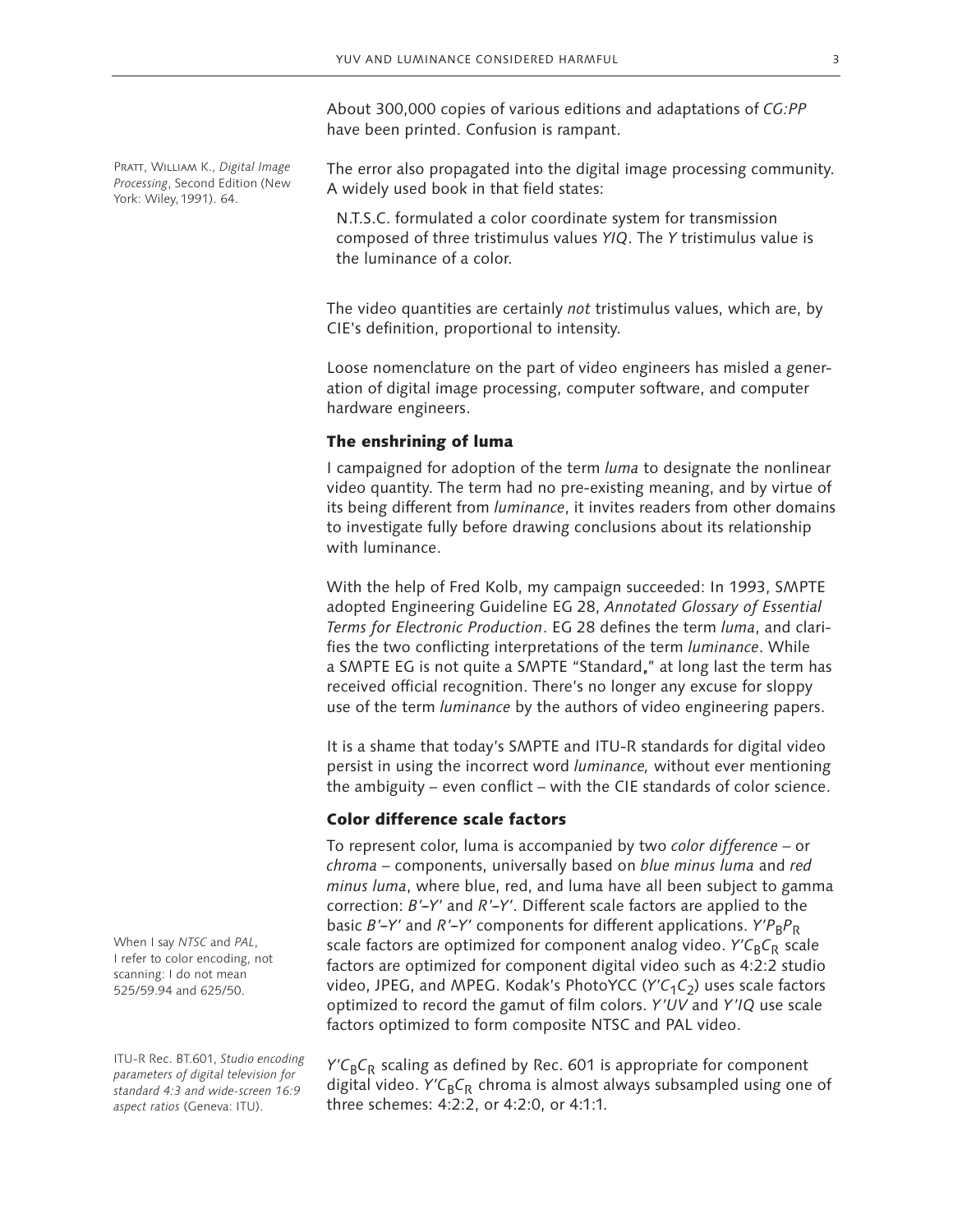About 300,000 copies of various editions and adaptations of *CG:PP* have been printed. Confusion is rampant.

Pratt, William K., *Digital Image Processing*, Second Edition (New York: Wiley, 1991). 64.

The error also propagated into the digital image processing community. A widely used book in that field states:

> N.T.S.C. formulated a color coordinate system for transmission composed of three tristimulus values *YIQ*. The *Y* tristimulus value is the luminance of a color.

The video quantities are certainly *not* tristimulus values, which are, by CIE's definition, proportional to intensity.

Loose nomenclature on the part of video engineers has misled a generation of digital image processing, computer software, and computer hardware engineers.

## The enshrining of luma

I campaigned for adoption of the term *luma* to designate the nonlinear video quantity. The term had no pre-existing meaning, and by virtue of its being different from *luminance*, it invites readers from other domains to investigate fully before drawing conclusions about its relationship with luminance.

With the help of Fred Kolb, my campaign succeeded: In 1993, SMPTE adopted Engineering Guideline EG 28, *Annotated Glossary of Essential Terms for Electronic Production*. EG 28 defines the term *luma*, and clarifies the two conflicting interpretations of the term *luminance*. While a SMPTE EG is not quite a SMPTE "Standard," at long last the term has received official recognition. There's no longer any excuse for sloppy use of the term *luminance* by the authors of video engineering papers.

It is a shame that today's SMPTE and ITU-R standards for digital video persist in using the incorrect word *luminance,* without ever mentioning the ambiguity – even conflict – with the CIE standards of color science.

## Color difference scale factors

When I say *NTSC* and *PAL*, I refer to color encoding, not scanning: I do not mean 525/59.94 and 625/50.

To represent color, luma is accompanied by two *color difference* – or *chroma* – components, universally based on *blue minus luma* and *red minus luma*, where blue, red, and luma have all been subject to gamma correction: $B'–Y'$ and $R'–Y'$. Different scale factors are applied to the basic $B'–Y'$ and $R'–Y'$ components for different applications. $Y'P_BP_R$ scale factors are optimized for component analog video. $Y'C_BC_R$ scale factors are optimized for component digital video such as 4:2:2 studio video, JPEG, and MPEG. Kodak's PhotoYCC ($Y'C_1C_2$) uses scale factors optimized to record the gamut of film colors. $Y'UV$ and $Y'IQ$ use scale factors optimized to form composite NTSC and PAL video.

ITU-R Rec. BT.601, *Studio encoding parameters of digital television for standard 4:3 and wide-screen 16:9 aspect ratios* (Geneva: ITU).

$Y'C_BC_R$ scaling as defined by Rec. 601 is appropriate for component digital video. $Y'C_BC_R$ chroma is almost always subsampled using one of three schemes: 4:2:2, or 4:2:0, or 4:1:1.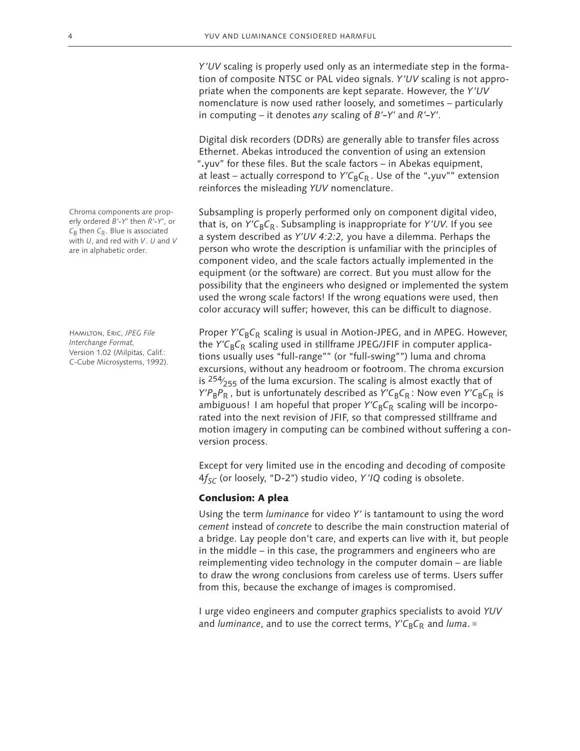*Y'UV* scaling is properly used only as an intermediate step in the formation of composite NTSC or PAL video signals. *Y'UV* scaling is not appropriate when the components are kept separate. However, the *Y'UV* nomenclature is now used rather loosely, and sometimes – particularly in computing – it denotes *any* scaling of *B'–Y'* and *R'–Y'*.

Digital disk recorders (DDRs) are generally able to transfer files across Ethernet. Abekas introduced the convention of using an extension "**.**yuv" for these files. But the scale factors – in Abekas equipment, at least – actually correspond to $Y'C_BC_R$. Use of the "**.**yuv"" extension reinforces the misleading *YUV* nomenclature.

Chroma components are properly ordered *B'–Y'* then *R'–Y'*, or $C_B$ then $C_R$. Blue is associated with *U*, and red with *V*. *U* and *V* are in alphabetic order.

Subsampling is properly performed only on component digital video, that is, on $Y'C_BC_R$. Subsampling is inappropriate for *Y'UV*. If you see a system described as *Y'UV 4:2:2*, you have a dilemma. Perhaps the person who wrote the description is unfamiliar with the principles of component video, and the scale factors actually implemented in the equipment (or the software) are correct. But you must allow for the possibility that the engineers who designed or implemented the system used the wrong scale factors! If the wrong equations were used, then color accuracy will suffer; however, this can be difficult to diagnose.

Hamilton, Eric, *JPEG File Interchange Format*, Version 1.02 (Milpitas, Calif.: C-Cube Microsystems, 1992).

Proper $Y'C_BC_R$ scaling is usual in Motion-JPEG, and in MPEG. However, the $Y'C_BC_R$ scaling used in stillframe JPEG/JFIF in computer applications usually uses "full-range"" (or "full-swing"") luma and chroma excursions, without any headroom or footroom. The chroma excursion is $^{254}/_{255}$ of the luma excursion. The scaling is almost exactly that of $Y'P_BP_R$, but is unfortunately described as $Y'C_BC_R$: Now even $Y'C_BC_R$ is ambiguous! I am hopeful that proper $Y'C_BC_R$ scaling will be incorporated into the next revision of JFIF, so that compressed stillframe and motion imagery in computing can be combined without suffering a conversion process.

Except for very limited use in the encoding and decoding of composite $4f_{SC}$ (or loosely, "D-2") studio video, *Y'IQ* coding is obsolete.

## Conclusion: A plea

Using the term *luminance* for video *Y'* is tantamount to using the word *cement* instead of *concrete* to describe the main construction material of a bridge. Lay people don't care, and experts can live with it, but people in the middle – in this case, the programmers and engineers who are reimplementing video technology in the computer domain – are liable to draw the wrong conclusions from careless use of terms. Users suffer from this, because the exchange of images is compromised.

I urge video engineers and computer graphics specialists to avoid *YUV* and *luminance*, and to use the correct terms, $Y'C_BC_R$ and *luma*. ■